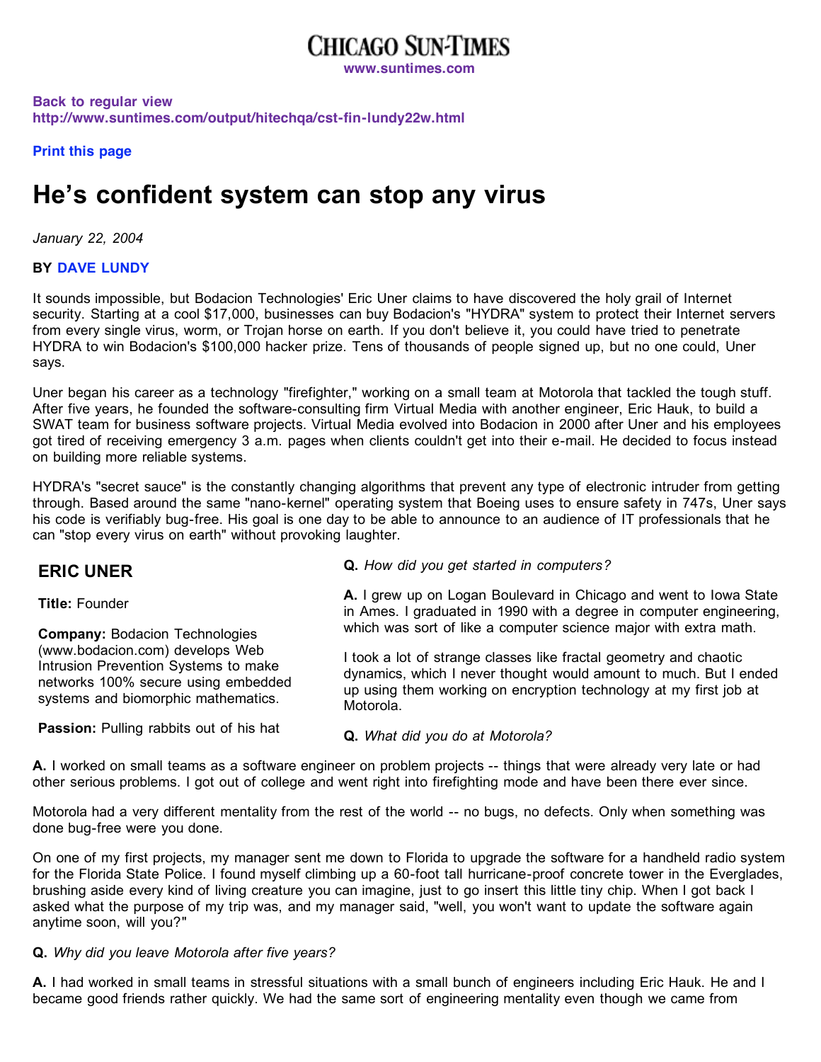# CHICAGO SUN-TIMES

www.suntimes.com

Back to regular view
http://www.suntimes.com/output/hitechqa/cst-fin-lundy22w.html

Print this page

# He's confident system can stop any virus

*January 22, 2004*

**BY DAVE LUNDY**

It sounds impossible, but Bodacion Technologies' Eric Uner claims to have discovered the holy grail of Internet security. Starting at a cool $17,000, businesses can buy Bodacion's "HYDRA" system to protect their Internet servers from every single virus, worm, or Trojan horse on earth. If you don't believe it, you could have tried to penetrate HYDRA to win Bodacion's $100,000 hacker prize. Tens of thousands of people signed up, but no one could, Uner says.

Uner began his career as a technology "firefighter," working on a small team at Motorola that tackled the tough stuff. After five years, he founded the software-consulting firm Virtual Media with another engineer, Eric Hauk, to build a SWAT team for business software projects. Virtual Media evolved into Bodacion in 2000 after Uner and his employees got tired of receiving emergency 3 a.m. pages when clients couldn't get into their e-mail. He decided to focus instead on building more reliable systems.

HYDRA's "secret sauce" is the constantly changing algorithms that prevent any type of electronic intruder from getting through. Based around the same "nano-kernel" operating system that Boeing uses to ensure safety in 747s, Uner says his code is verifiably bug-free. His goal is one day to be able to announce to an audience of IT professionals that he can "stop every virus on earth" without provoking laughter.

## ERIC UNER

**Title:** Founder

**Company:** Bodacion Technologies (www.bodacion.com) develops Web Intrusion Prevention Systems to make networks 100% secure using embedded systems and biomorphic mathematics.

**Passion:** Pulling rabbits out of his hat

**Q.** *How did you get started in computers?*

**A.** I grew up on Logan Boulevard in Chicago and went to Iowa State in Ames. I graduated in 1990 with a degree in computer engineering, which was sort of like a computer science major with extra math.

I took a lot of strange classes like fractal geometry and chaotic dynamics, which I never thought would amount to much. But I ended up using them working on encryption technology at my first job at Motorola.

**Q.** *What did you do at Motorola?*

**A.** I worked on small teams as a software engineer on problem projects -- things that were already very late or had other serious problems. I got out of college and went right into firefighting mode and have been there ever since.

Motorola had a very different mentality from the rest of the world -- no bugs, no defects. Only when something was done bug-free were you done.

On one of my first projects, my manager sent me down to Florida to upgrade the software for a handheld radio system for the Florida State Police. I found myself climbing up a 60-foot tall hurricane-proof concrete tower in the Everglades, brushing aside every kind of living creature you can imagine, just to go insert this little tiny chip. When I got back I asked what the purpose of my trip was, and my manager said, "well, you won't want to update the software again anytime soon, will you?"

**Q.** *Why did you leave Motorola after five years?*

**A.** I had worked in small teams in stressful situations with a small bunch of engineers including Eric Hauk. He and I became good friends rather quickly. We had the same sort of engineering mentality even though we came from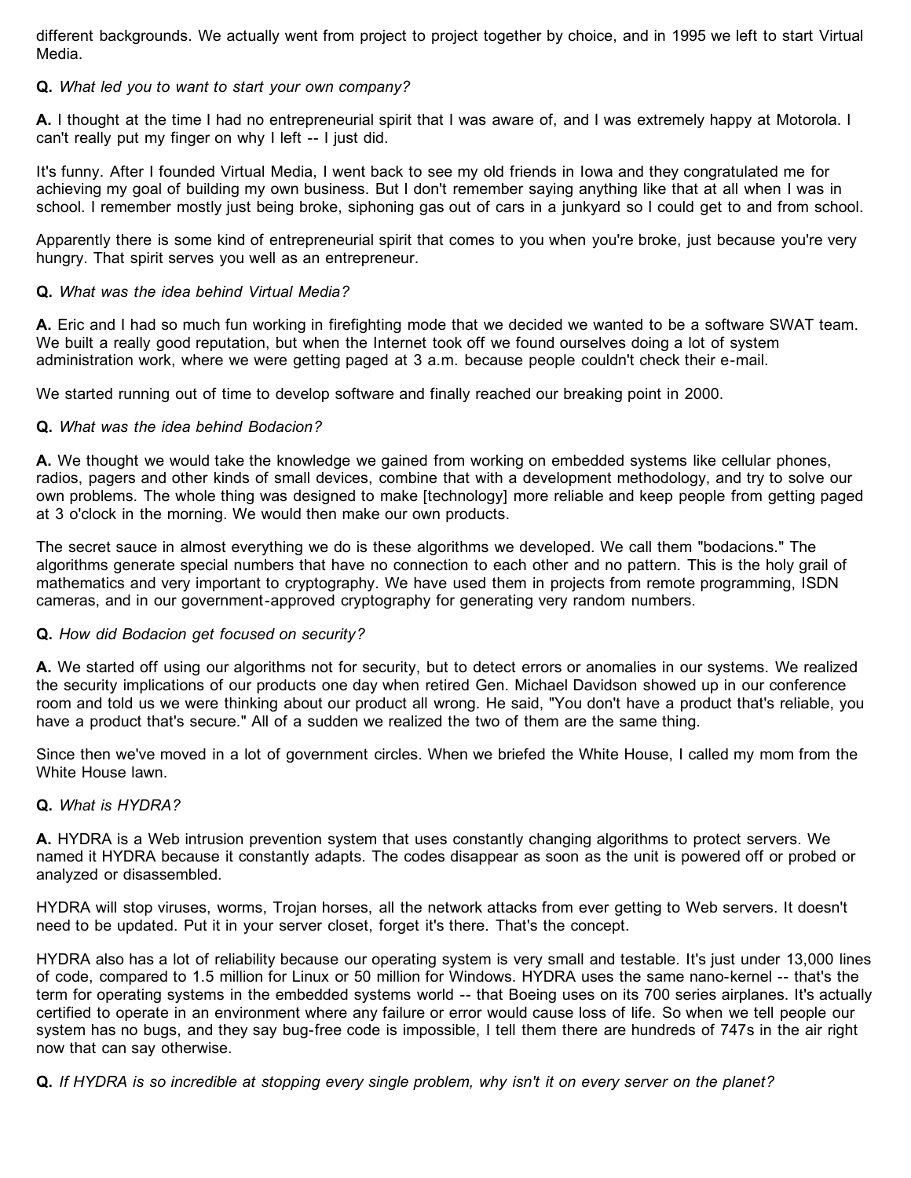different backgrounds. We actually went from project to project together by choice, and in 1995 we left to start Virtual Media.

**Q.** *What led you to want to start your own company?*

**A.** I thought at the time I had no entrepreneurial spirit that I was aware of, and I was extremely happy at Motorola. I can't really put my finger on why I left -- I just did.

It's funny. After I founded Virtual Media, I went back to see my old friends in Iowa and they congratulated me for achieving my goal of building my own business. But I don't remember saying anything like that at all when I was in school. I remember mostly just being broke, siphoning gas out of cars in a junkyard so I could get to and from school.

Apparently there is some kind of entrepreneurial spirit that comes to you when you're broke, just because you're very hungry. That spirit serves you well as an entrepreneur.

**Q.** *What was the idea behind Virtual Media?*

**A.** Eric and I had so much fun working in firefighting mode that we decided we wanted to be a software SWAT team. We built a really good reputation, but when the Internet took off we found ourselves doing a lot of system administration work, where we were getting paged at 3 a.m. because people couldn't check their e-mail.

We started running out of time to develop software and finally reached our breaking point in 2000.

**Q.** *What was the idea behind Bodacion?*

**A.** We thought we would take the knowledge we gained from working on embedded systems like cellular phones, radios, pagers and other kinds of small devices, combine that with a development methodology, and try to solve our own problems. The whole thing was designed to make [technology] more reliable and keep people from getting paged at 3 o'clock in the morning. We would then make our own products.

The secret sauce in almost everything we do is these algorithms we developed. We call them "bodacions." The algorithms generate special numbers that have no connection to each other and no pattern. This is the holy grail of mathematics and very important to cryptography. We have used them in projects from remote programming, ISDN cameras, and in our government-approved cryptography for generating very random numbers.

**Q.** *How did Bodacion get focused on security?*

**A.** We started off using our algorithms not for security, but to detect errors or anomalies in our systems. We realized the security implications of our products one day when retired Gen. Michael Davidson showed up in our conference room and told us we were thinking about our product all wrong. He said, "You don't have a product that's reliable, you have a product that's secure." All of a sudden we realized the two of them are the same thing.

Since then we've moved in a lot of government circles. When we briefed the White House, I called my mom from the White House lawn.

**Q.** *What is HYDRA?*

**A.** HYDRA is a Web intrusion prevention system that uses constantly changing algorithms to protect servers. We named it HYDRA because it constantly adapts. The codes disappear as soon as the unit is powered off or probed or analyzed or disassembled.

HYDRA will stop viruses, worms, Trojan horses, all the network attacks from ever getting to Web servers. It doesn't need to be updated. Put it in your server closet, forget it's there. That's the concept.

HYDRA also has a lot of reliability because our operating system is very small and testable. It's just under 13,000 lines of code, compared to 1.5 million for Linux or 50 million for Windows. HYDRA uses the same nano-kernel -- that's the term for operating systems in the embedded systems world -- that Boeing uses on its 700 series airplanes. It's actually certified to operate in an environment where any failure or error would cause loss of life. So when we tell people our system has no bugs, and they say bug-free code is impossible, I tell them there are hundreds of 747s in the air right now that can say otherwise.

**Q.** *If HYDRA is so incredible at stopping every single problem, why isn't it on every server on the planet?*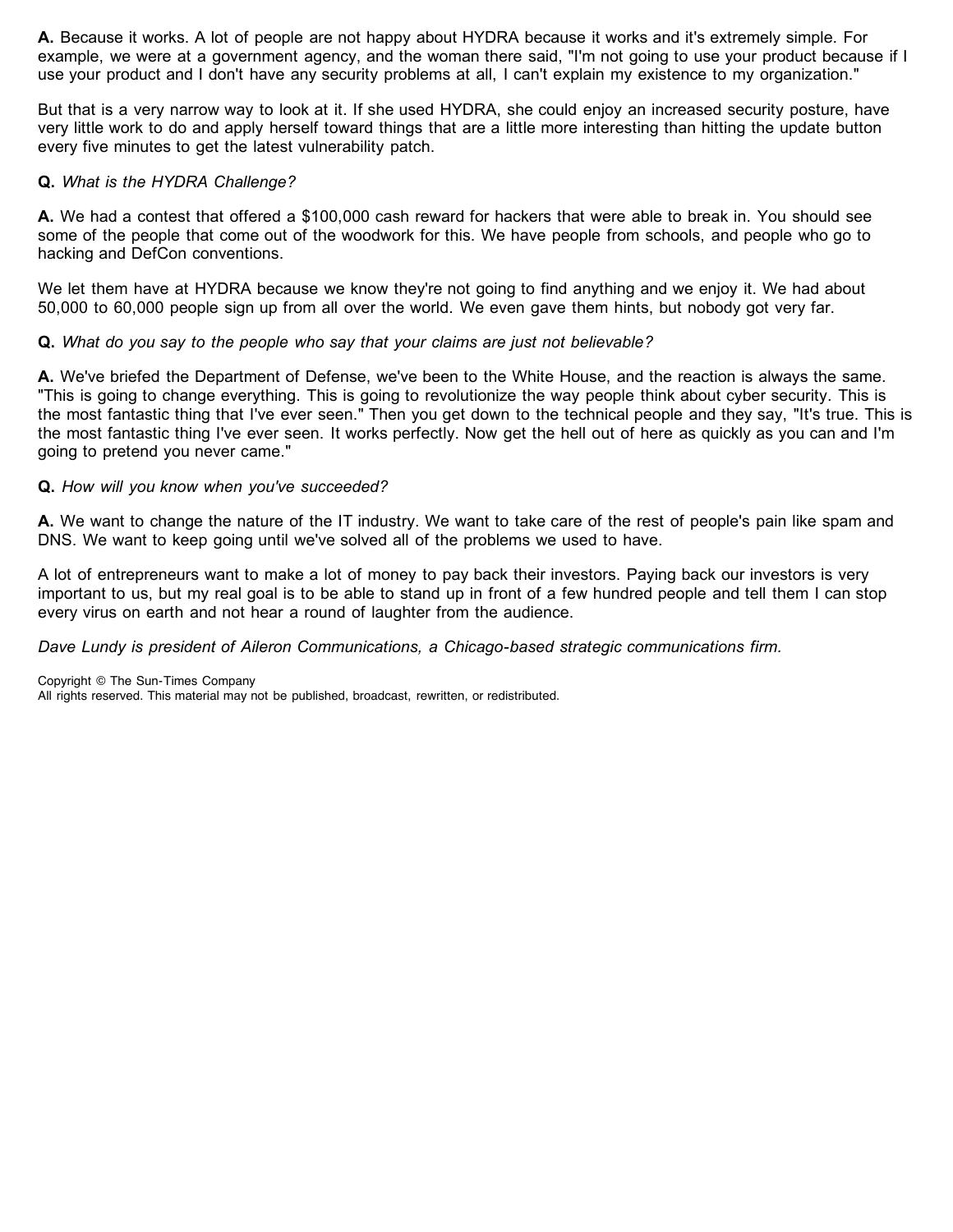**A.** Because it works. A lot of people are not happy about HYDRA because it works and it's extremely simple. For example, we were at a government agency, and the woman there said, "I'm not going to use your product because if I use your product and I don't have any security problems at all, I can't explain my existence to my organization."

But that is a very narrow way to look at it. If she used HYDRA, she could enjoy an increased security posture, have very little work to do and apply herself toward things that are a little more interesting than hitting the update button every five minutes to get the latest vulnerability patch.

**Q.** *What is the HYDRA Challenge?*

**A.** We had a contest that offered a $100,000 cash reward for hackers that were able to break in. You should see some of the people that come out of the woodwork for this. We have people from schools, and people who go to hacking and DefCon conventions.

We let them have at HYDRA because we know they're not going to find anything and we enjoy it. We had about 50,000 to 60,000 people sign up from all over the world. We even gave them hints, but nobody got very far.

**Q.** *What do you say to the people who say that your claims are just not believable?*

**A.** We've briefed the Department of Defense, we've been to the White House, and the reaction is always the same. "This is going to change everything. This is going to revolutionize the way people think about cyber security. This is the most fantastic thing that I've ever seen." Then you get down to the technical people and they say, "It's true. This is the most fantastic thing I've ever seen. It works perfectly. Now get the hell out of here as quickly as you can and I'm going to pretend you never came."

**Q.** *How will you know when you've succeeded?*

**A.** We want to change the nature of the IT industry. We want to take care of the rest of people's pain like spam and DNS. We want to keep going until we've solved all of the problems we used to have.

A lot of entrepreneurs want to make a lot of money to pay back their investors. Paying back our investors is very important to us, but my real goal is to be able to stand up in front of a few hundred people and tell them I can stop every virus on earth and not hear a round of laughter from the audience.

*Dave Lundy is president of Aileron Communications, a Chicago-based strategic communications firm.*

Copyright © The Sun-Times Company
All rights reserved. This material may not be published, broadcast, rewritten, or redistributed.